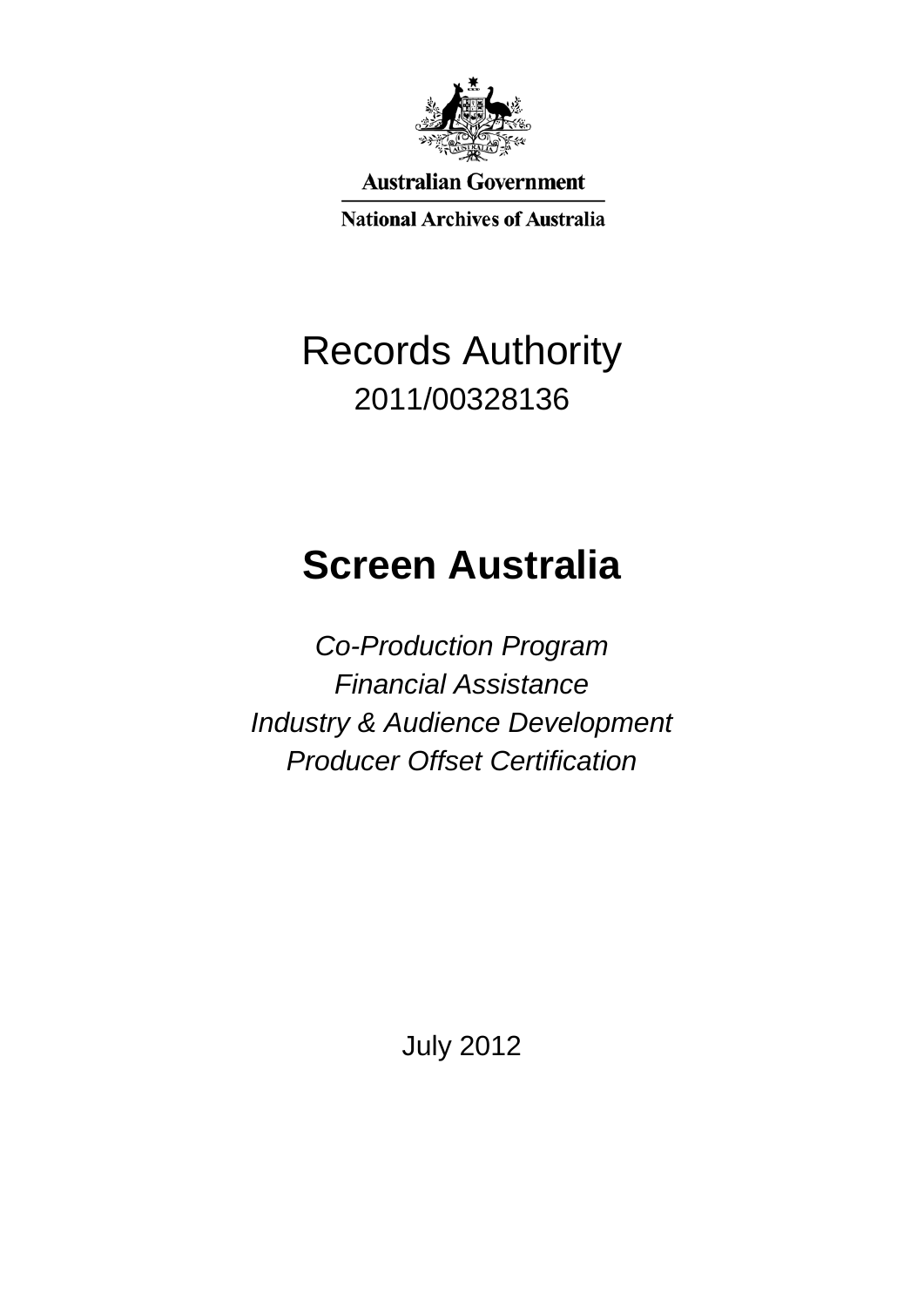Australian Government

National Archives of Australia

# Records Authority

2011/00328136

# Screen Australia

*Co-Production Program*
*Financial Assistance*
*Industry & Audience Development*
*Producer Offset Certification*

July 2012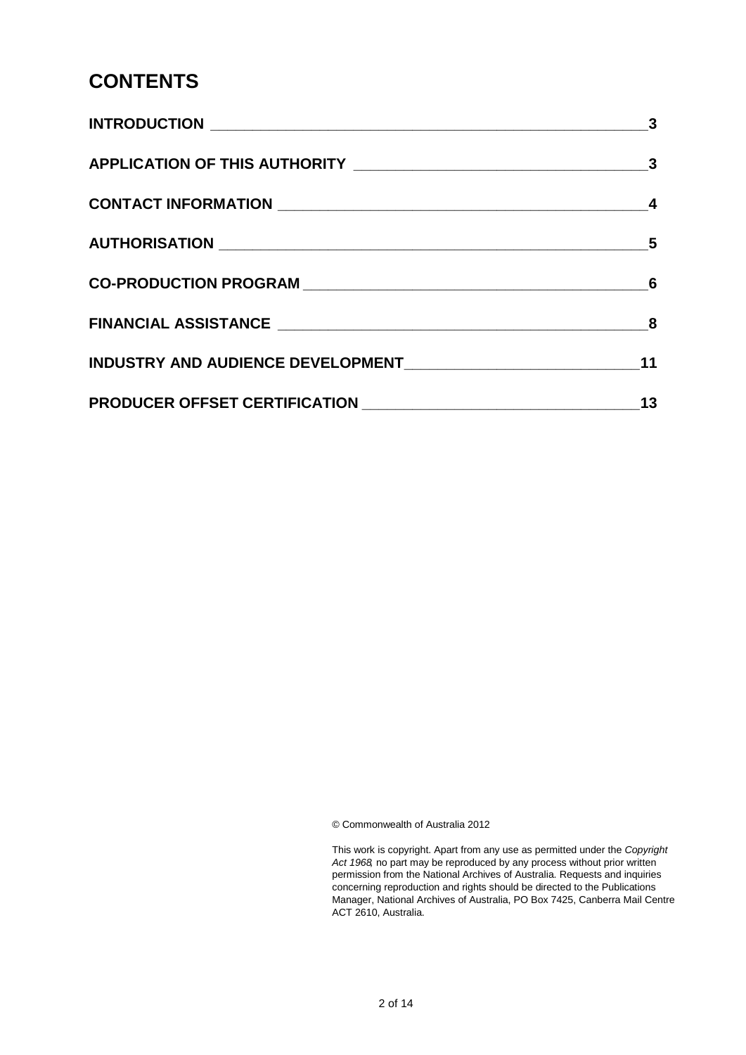# CONTENTS

| | |
|---|---|
| **INTRODUCTION** | **3** |
| **APPLICATION OF THIS AUTHORITY** | **3** |
| **CONTACT INFORMATION** | **4** |
| **AUTHORISATION** | **5** |
| **CO-PRODUCTION PROGRAM** | **6** |
| **FINANCIAL ASSISTANCE** | **8** |
| **INDUSTRY AND AUDIENCE DEVELOPMENT** | **11** |
| **PRODUCER OFFSET CERTIFICATION** | **13** |

© Commonwealth of Australia 2012

This work is copyright. Apart from any use as permitted under the *Copyright Act 1968*, no part may be reproduced by any process without prior written permission from the National Archives of Australia. Requests and inquiries concerning reproduction and rights should be directed to the Publications Manager, National Archives of Australia, PO Box 7425, Canberra Mail Centre ACT 2610, Australia.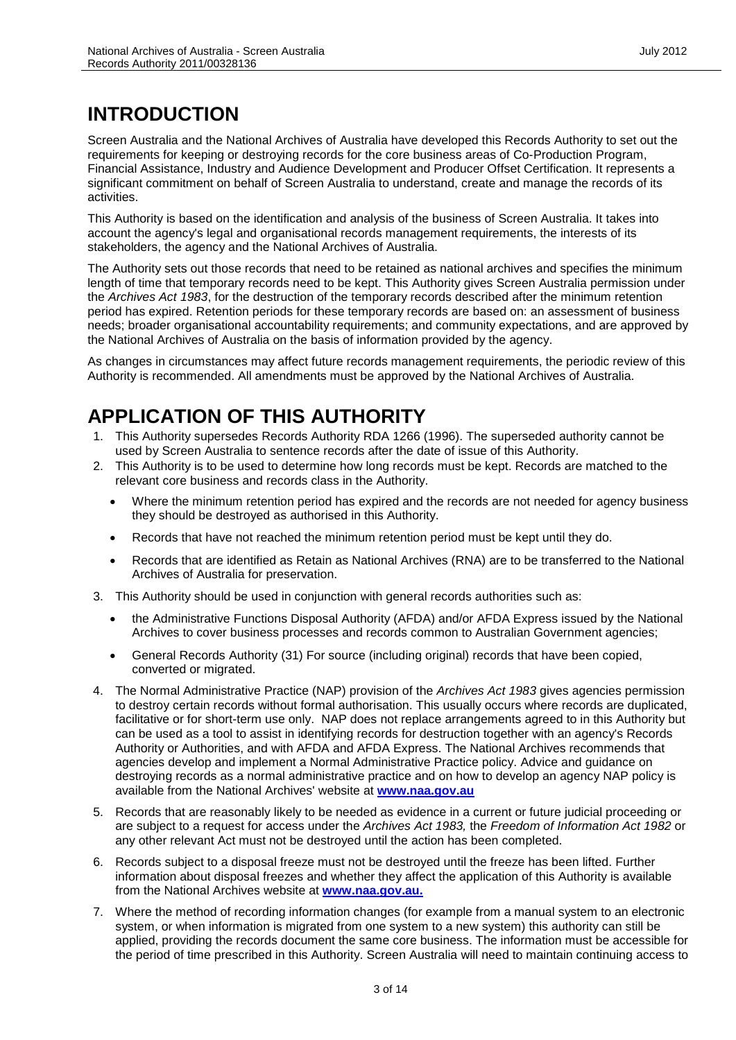# INTRODUCTION

Screen Australia and the National Archives of Australia have developed this Records Authority to set out the requirements for keeping or destroying records for the core business areas of Co-Production Program, Financial Assistance, Industry and Audience Development and Producer Offset Certification. It represents a significant commitment on behalf of Screen Australia to understand, create and manage the records of its activities.

This Authority is based on the identification and analysis of the business of Screen Australia. It takes into account the agency's legal and organisational records management requirements, the interests of its stakeholders, the agency and the National Archives of Australia.

The Authority sets out those records that need to be retained as national archives and specifies the minimum length of time that temporary records need to be kept. This Authority gives Screen Australia permission under the *Archives Act 1983*, for the destruction of the temporary records described after the minimum retention period has expired. Retention periods for these temporary records are based on: an assessment of business needs; broader organisational accountability requirements; and community expectations, and are approved by the National Archives of Australia on the basis of information provided by the agency.

As changes in circumstances may affect future records management requirements, the periodic review of this Authority is recommended. All amendments must be approved by the National Archives of Australia.

# APPLICATION OF THIS AUTHORITY

1. This Authority supersedes Records Authority RDA 1266 (1996). The superseded authority cannot be used by Screen Australia to sentence records after the date of issue of this Authority.
2. This Authority is to be used to determine how long records must be kept. Records are matched to the relevant core business and records class in the Authority.
   - Where the minimum retention period has expired and the records are not needed for agency business they should be destroyed as authorised in this Authority.
   - Records that have not reached the minimum retention period must be kept until they do.
   - Records that are identified as Retain as National Archives (RNA) are to be transferred to the National Archives of Australia for preservation.
3. This Authority should be used in conjunction with general records authorities such as:
   - the Administrative Functions Disposal Authority (AFDA) and/or AFDA Express issued by the National Archives to cover business processes and records common to Australian Government agencies;
   - General Records Authority (31) For source (including original) records that have been copied, converted or migrated.
4. The Normal Administrative Practice (NAP) provision of the *Archives Act 1983* gives agencies permission to destroy certain records without formal authorisation. This usually occurs where records are duplicated, facilitative or for short-term use only. NAP does not replace arrangements agreed to in this Authority but can be used as a tool to assist in identifying records for destruction together with an agency's Records Authority or Authorities, and with AFDA and AFDA Express. The National Archives recommends that agencies develop and implement a Normal Administrative Practice policy. Advice and guidance on destroying records as a normal administrative practice and on how to develop an agency NAP policy is available from the National Archives' website at **www.naa.gov.au**
5. Records that are reasonably likely to be needed as evidence in a current or future judicial proceeding or are subject to a request for access under the *Archives Act 1983,* the *Freedom of Information Act 1982* or any other relevant Act must not be destroyed until the action has been completed.
6. Records subject to a disposal freeze must not be destroyed until the freeze has been lifted. Further information about disposal freezes and whether they affect the application of this Authority is available from the National Archives website at **www.naa.gov.au.**
7. Where the method of recording information changes (for example from a manual system to an electronic system, or when information is migrated from one system to a new system) this authority can still be applied, providing the records document the same core business. The information must be accessible for the period of time prescribed in this Authority. Screen Australia will need to maintain continuing access to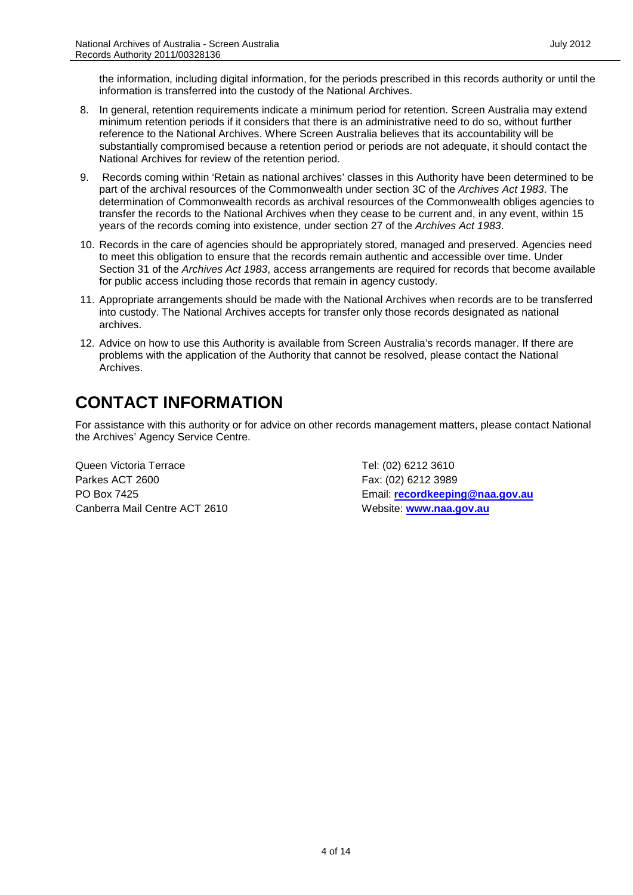the information, including digital information, for the periods prescribed in this records authority or until the information is transferred into the custody of the National Archives.

8. In general, retention requirements indicate a minimum period for retention. Screen Australia may extend minimum retention periods if it considers that there is an administrative need to do so, without further reference to the National Archives. Where Screen Australia believes that its accountability will be substantially compromised because a retention period or periods are not adequate, it should contact the National Archives for review of the retention period.
9. Records coming within 'Retain as national archives' classes in this Authority have been determined to be part of the archival resources of the Commonwealth under section 3C of the *Archives Act 1983*. The determination of Commonwealth records as archival resources of the Commonwealth obliges agencies to transfer the records to the National Archives when they cease to be current and, in any event, within 15 years of the records coming into existence, under section 27 of the *Archives Act 1983*.
10. Records in the care of agencies should be appropriately stored, managed and preserved. Agencies need to meet this obligation to ensure that the records remain authentic and accessible over time. Under Section 31 of the *Archives Act 1983*, access arrangements are required for records that become available for public access including those records that remain in agency custody.
11. Appropriate arrangements should be made with the National Archives when records are to be transferred into custody. The National Archives accepts for transfer only those records designated as national archives.
12. Advice on how to use this Authority is available from Screen Australia's records manager. If there are problems with the application of the Authority that cannot be resolved, please contact the National Archives.

# CONTACT INFORMATION

For assistance with this authority or for advice on other records management matters, please contact National the Archives' Agency Service Centre.

Queen Victoria Terrace
Parkes ACT 2600
PO Box 7425
Canberra Mail Centre ACT 2610

Tel: (02) 6212 3610
Fax: (02) 6212 3989
Email: **recordkeeping@naa.gov.au**
Website: **www.naa.gov.au**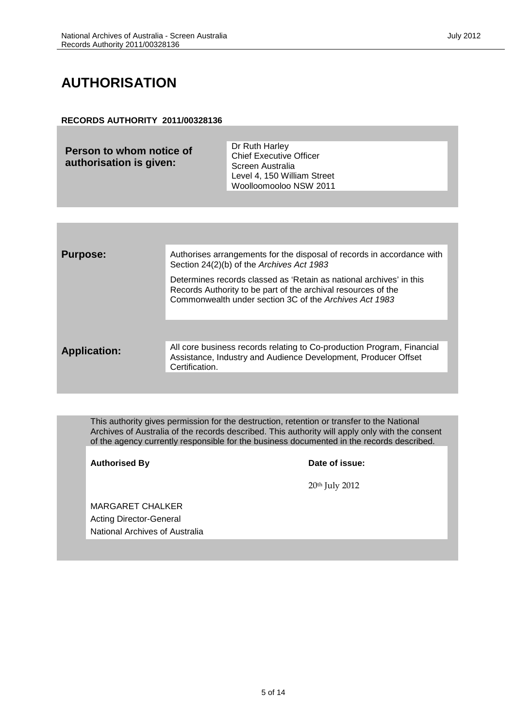# AUTHORISATION

**RECORDS AUTHORITY 2011/00328136**

| **Person to whom notice of authorisation is given:** | Dr Ruth Harley<br>Chief Executive Officer<br>Screen Australia<br>Level 4, 150 William Street<br>Woolloomooloo NSW 2011 |
|---|---|

| | |
|---|---|
| **Purpose:** | Authorises arrangements for the disposal of records in accordance with Section 24(2)(b) of the *Archives Act 1983*<br><br>Determines records classed as 'Retain as national archives' in this Records Authority to be part of the archival resources of the Commonwealth under section 3C of the *Archives Act 1983* |
| **Application:** | All core business records relating to Co-production Program, Financial Assistance, Industry and Audience Development, Producer Offset Certification. |

This authority gives permission for the destruction, retention or transfer to the National Archives of Australia of the records described. This authority will apply only with the consent of the agency currently responsible for the business documented in the records described.

| **Authorised By** | **Date of issue:** |
|---|---|
| | 20th July 2012 |
| MARGARET CHALKER<br>Acting Director-General<br>National Archives of Australia | |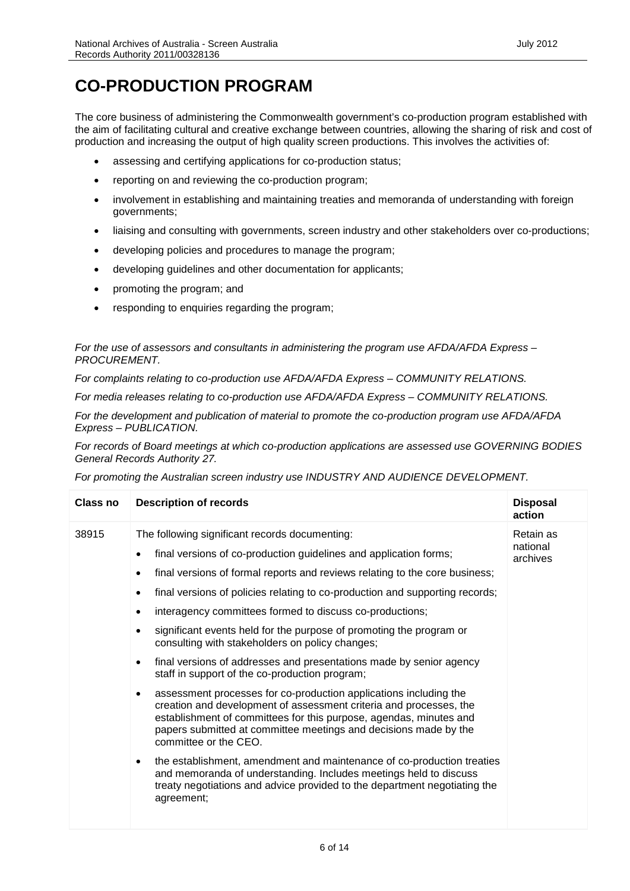# CO-PRODUCTION PROGRAM

The core business of administering the Commonwealth government's co-production program established with the aim of facilitating cultural and creative exchange between countries, allowing the sharing of risk and cost of production and increasing the output of high quality screen productions. This involves the activities of:

- assessing and certifying applications for co-production status;
- reporting on and reviewing the co-production program;
- involvement in establishing and maintaining treaties and memoranda of understanding with foreign governments;
- liaising and consulting with governments, screen industry and other stakeholders over co-productions;
- developing policies and procedures to manage the program;
- developing guidelines and other documentation for applicants;
- promoting the program; and
- responding to enquiries regarding the program;

*For the use of assessors and consultants in administering the program use AFDA/AFDA Express – PROCUREMENT.*

*For complaints relating to co-production use AFDA/AFDA Express – COMMUNITY RELATIONS.*

*For media releases relating to co-production use AFDA/AFDA Express – COMMUNITY RELATIONS.*

*For the development and publication of material to promote the co-production program use AFDA/AFDA Express – PUBLICATION.*

*For records of Board meetings at which co-production applications are assessed use GOVERNING BODIES General Records Authority 27.*

*For promoting the Australian screen industry use INDUSTRY AND AUDIENCE DEVELOPMENT.*

| Class no | Description of records | Disposal action |
|---|---|---|
| 38915 | The following significant records documenting:<br>• final versions of co-production guidelines and application forms;<br>• final versions of formal reports and reviews relating to the core business;<br>• final versions of policies relating to co-production and supporting records;<br>• interagency committees formed to discuss co-productions;<br>• significant events held for the purpose of promoting the program or consulting with stakeholders on policy changes;<br>• final versions of addresses and presentations made by senior agency staff in support of the co-production program;<br>• assessment processes for co-production applications including the creation and development of assessment criteria and processes, the establishment of committees for this purpose, agendas, minutes and papers submitted at committee meetings and decisions made by the committee or the CEO.<br>• the establishment, amendment and maintenance of co-production treaties and memoranda of understanding. Includes meetings held to discuss treaty negotiations and advice provided to the department negotiating the agreement; | Retain as national archives |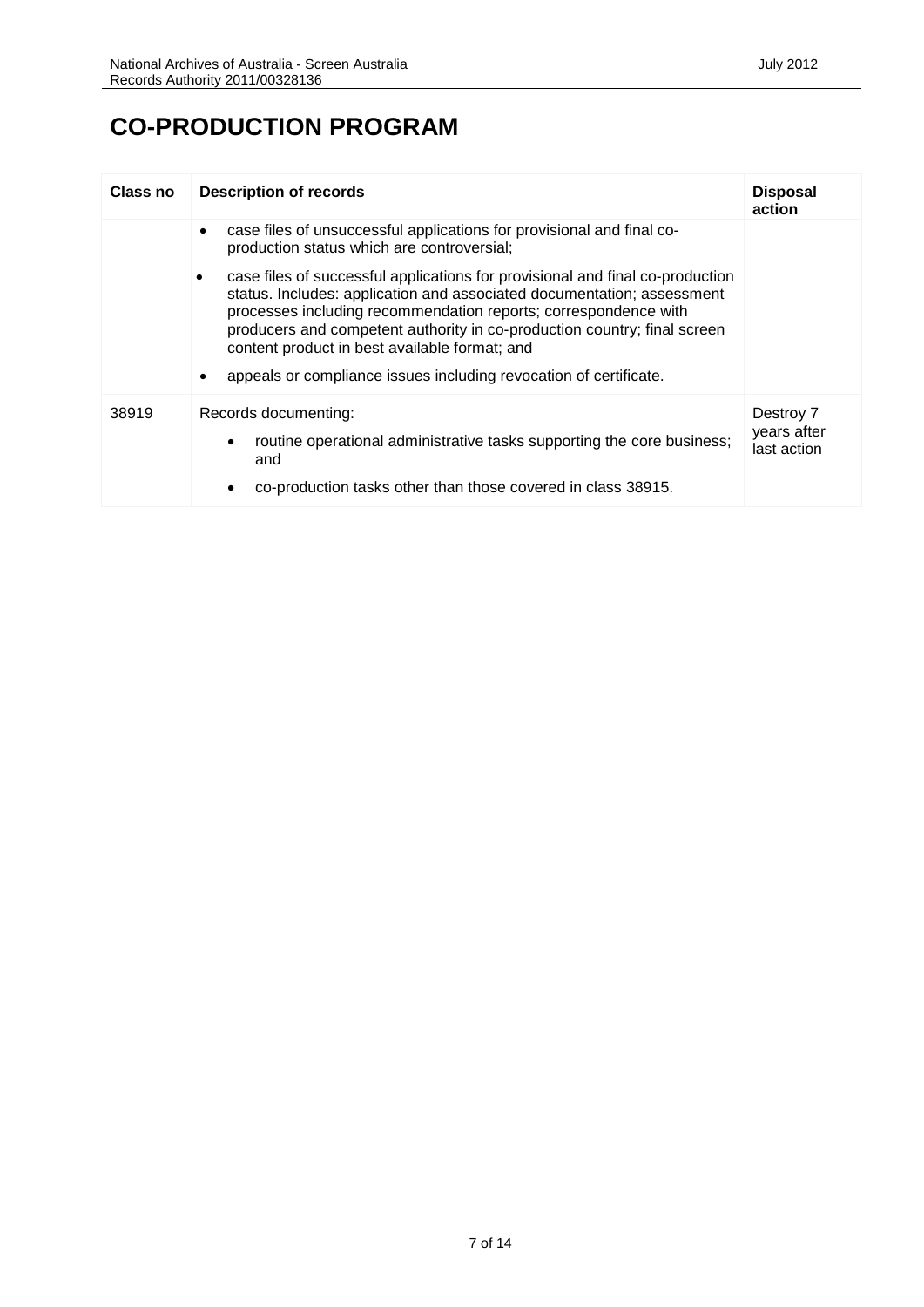# CO-PRODUCTION PROGRAM

| Class no | Description of records | Disposal action |
|---|---|---|
| | • case files of unsuccessful applications for provisional and final co-production status which are controversial;<br><br>• case files of successful applications for provisional and final co-production status. Includes: application and associated documentation; assessment processes including recommendation reports; correspondence with producers and competent authority in co-production country; final screen content product in best available format; and<br><br>• appeals or compliance issues including revocation of certificate. | |
| 38919 | Records documenting:<br><br>• routine operational administrative tasks supporting the core business; and<br><br>• co-production tasks other than those covered in class 38915. | Destroy 7 years after last action |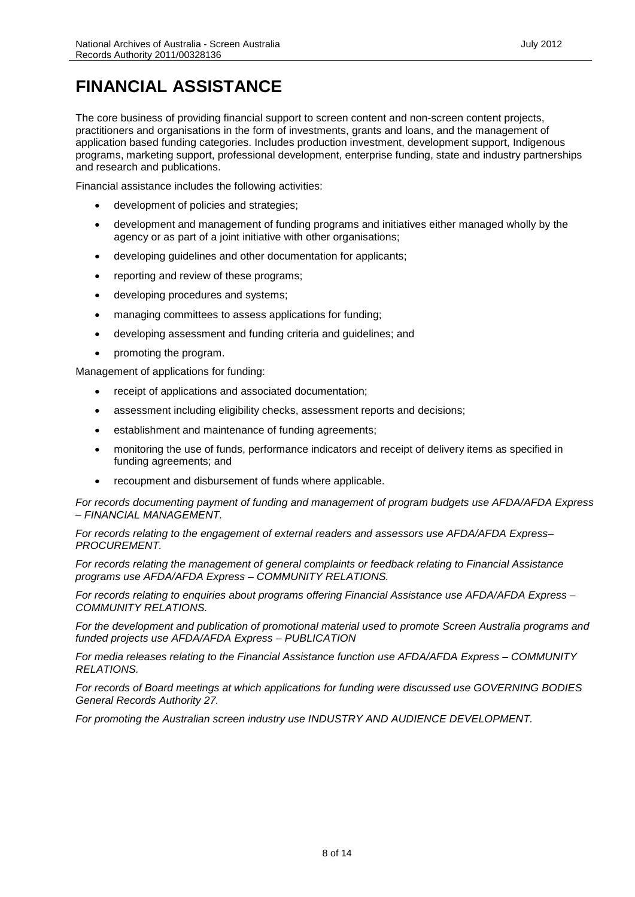# FINANCIAL ASSISTANCE

The core business of providing financial support to screen content and non-screen content projects, practitioners and organisations in the form of investments, grants and loans, and the management of application based funding categories. Includes production investment, development support, Indigenous programs, marketing support, professional development, enterprise funding, state and industry partnerships and research and publications.

Financial assistance includes the following activities:

- development of policies and strategies;
- development and management of funding programs and initiatives either managed wholly by the agency or as part of a joint initiative with other organisations;
- developing guidelines and other documentation for applicants;
- reporting and review of these programs;
- developing procedures and systems;
- managing committees to assess applications for funding;
- developing assessment and funding criteria and guidelines; and
- promoting the program.

Management of applications for funding:

- receipt of applications and associated documentation;
- assessment including eligibility checks, assessment reports and decisions;
- establishment and maintenance of funding agreements;
- monitoring the use of funds, performance indicators and receipt of delivery items as specified in funding agreements; and
- recoupment and disbursement of funds where applicable.

*For records documenting payment of funding and management of program budgets use AFDA/AFDA Express – FINANCIAL MANAGEMENT.*

*For records relating to the engagement of external readers and assessors use AFDA/AFDA Express– PROCUREMENT.*

*For records relating the management of general complaints or feedback relating to Financial Assistance programs use AFDA/AFDA Express – COMMUNITY RELATIONS.*

*For records relating to enquiries about programs offering Financial Assistance use AFDA/AFDA Express – COMMUNITY RELATIONS.*

*For the development and publication of promotional material used to promote Screen Australia programs and funded projects use AFDA/AFDA Express – PUBLICATION*

*For media releases relating to the Financial Assistance function use AFDA/AFDA Express – COMMUNITY RELATIONS.*

*For records of Board meetings at which applications for funding were discussed use GOVERNING BODIES General Records Authority 27.*

*For promoting the Australian screen industry use INDUSTRY AND AUDIENCE DEVELOPMENT.*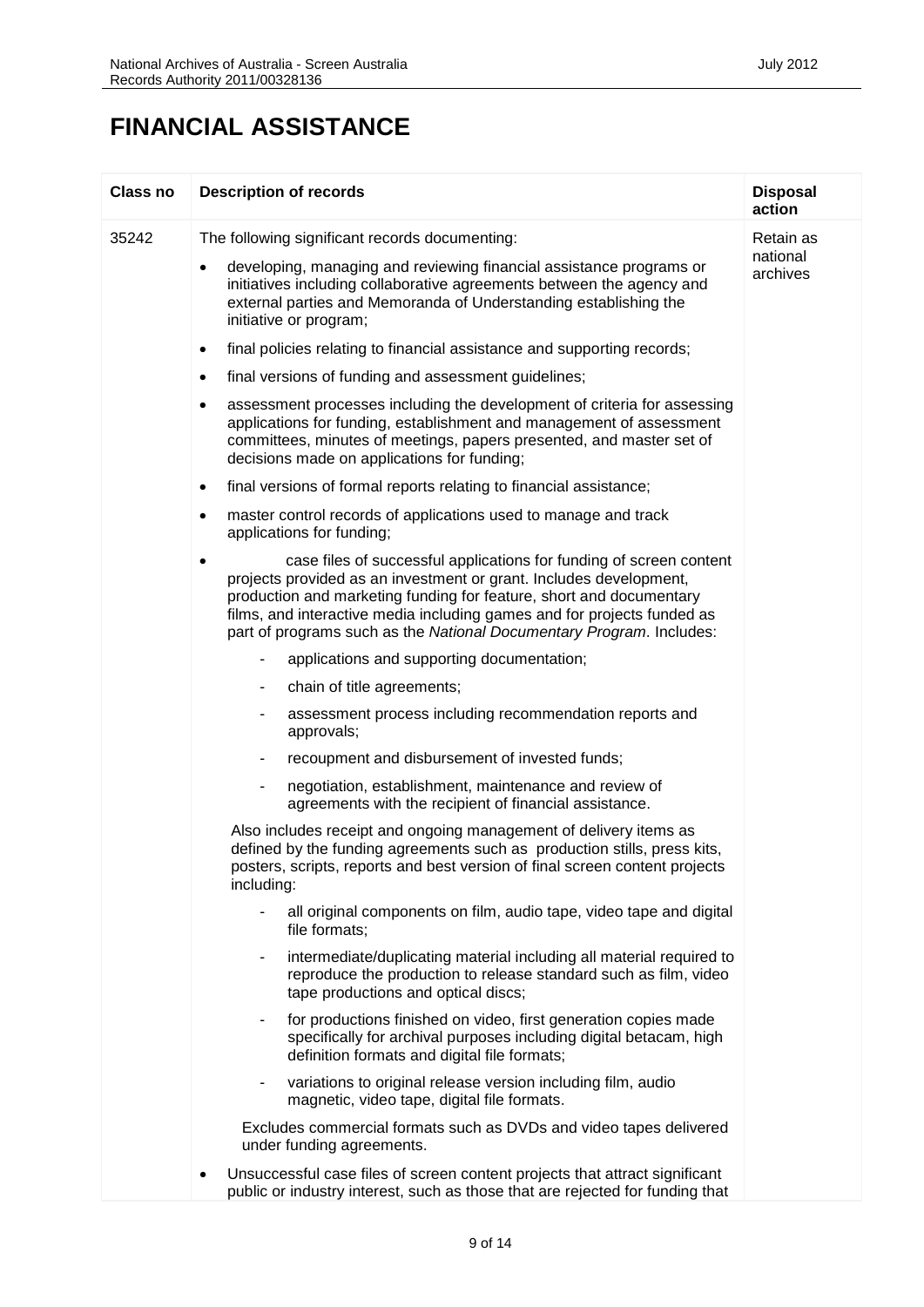# FINANCIAL ASSISTANCE

| Class no | Description of records | Disposal action |
|---|---|---|
| 35242 | The following significant records documenting:<br>• developing, managing and reviewing financial assistance programs or initiatives including collaborative agreements between the agency and external parties and Memoranda of Understanding establishing the initiative or program;<br>• final policies relating to financial assistance and supporting records;<br>• final versions of funding and assessment guidelines;<br>• assessment processes including the development of criteria for assessing applications for funding, establishment and management of assessment committees, minutes of meetings, papers presented, and master set of decisions made on applications for funding;<br>• final versions of formal reports relating to financial assistance;<br>• master control records of applications used to manage and track applications for funding;<br>• case files of successful applications for funding of screen content projects provided as an investment or grant. Includes development, production and marketing funding for feature, short and documentary films, and interactive media including games and for projects funded as part of programs such as the *National Documentary Program*. Includes:<br>- applications and supporting documentation;<br>- chain of title agreements;<br>- assessment process including recommendation reports and approvals;<br>- recoupment and disbursement of invested funds;<br>- negotiation, establishment, maintenance and review of agreements with the recipient of financial assistance.<br>Also includes receipt and ongoing management of delivery items as defined by the funding agreements such as production stills, press kits, posters, scripts, reports and best version of final screen content projects including:<br>- all original components on film, audio tape, video tape and digital file formats;<br>- intermediate/duplicating material including all material required to reproduce the production to release standard such as film, video tape productions and optical discs;<br>- for productions finished on video, first generation copies made specifically for archival purposes including digital betacam, high definition formats and digital file formats;<br>- variations to original release version including film, audio magnetic, video tape, digital file formats.<br>Excludes commercial formats such as DVDs and video tapes delivered under funding agreements.<br>• Unsuccessful case files of screen content projects that attract significant public or industry interest, such as those that are rejected for funding that | Retain as national archives |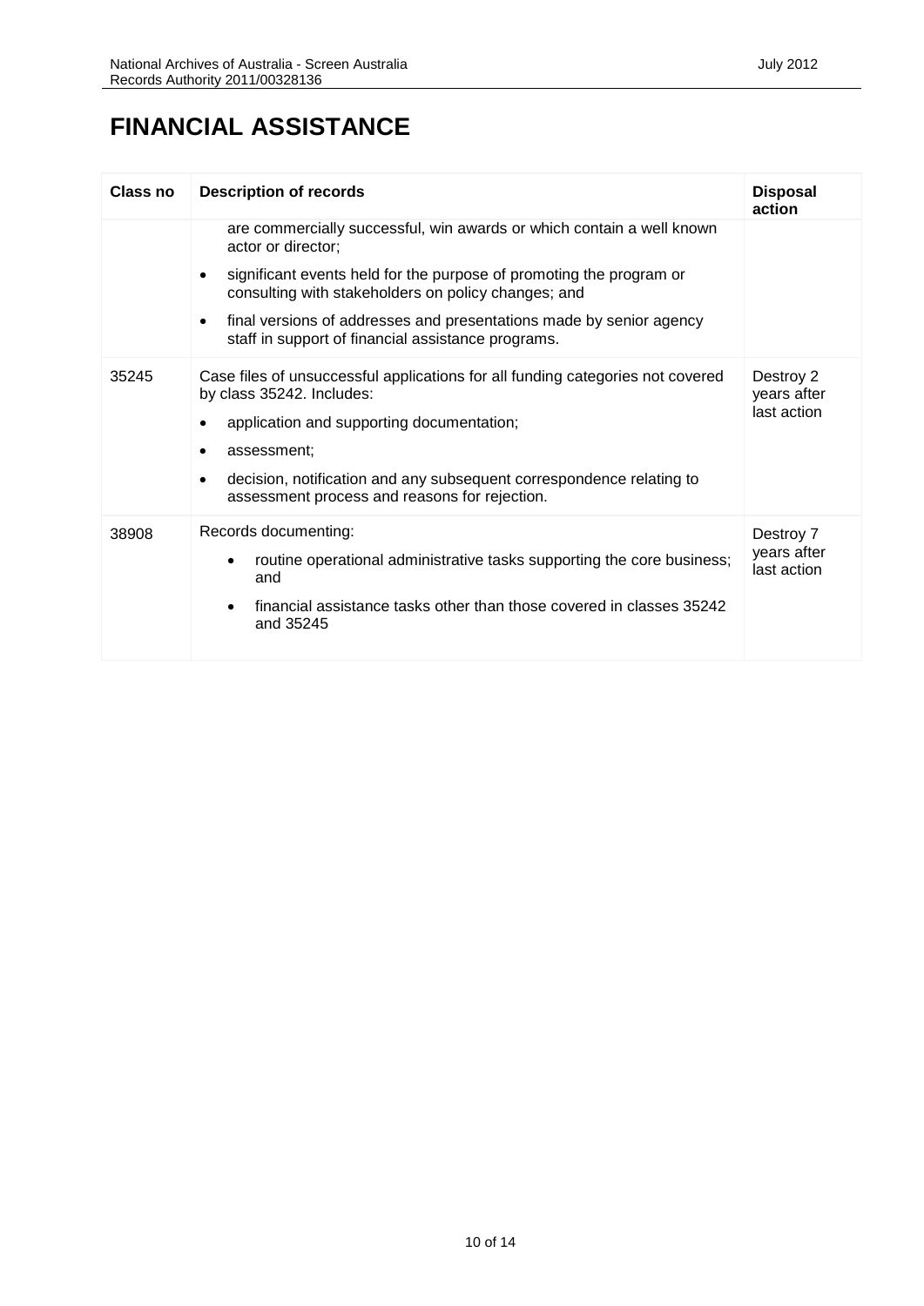# FINANCIAL ASSISTANCE

| Class no | Description of records | Disposal action |
|---|---|---|
| | are commercially successful, win awards or which contain a well known actor or director;<br>• significant events held for the purpose of promoting the program or consulting with stakeholders on policy changes; and<br>• final versions of addresses and presentations made by senior agency staff in support of financial assistance programs. | |
| 35245 | Case files of unsuccessful applications for all funding categories not covered by class 35242. Includes:<br>• application and supporting documentation;<br>• assessment;<br>• decision, notification and any subsequent correspondence relating to assessment process and reasons for rejection. | Destroy 2 years after last action |
| 38908 | Records documenting:<br>• routine operational administrative tasks supporting the core business; and<br>• financial assistance tasks other than those covered in classes 35242 and 35245 | Destroy 7 years after last action |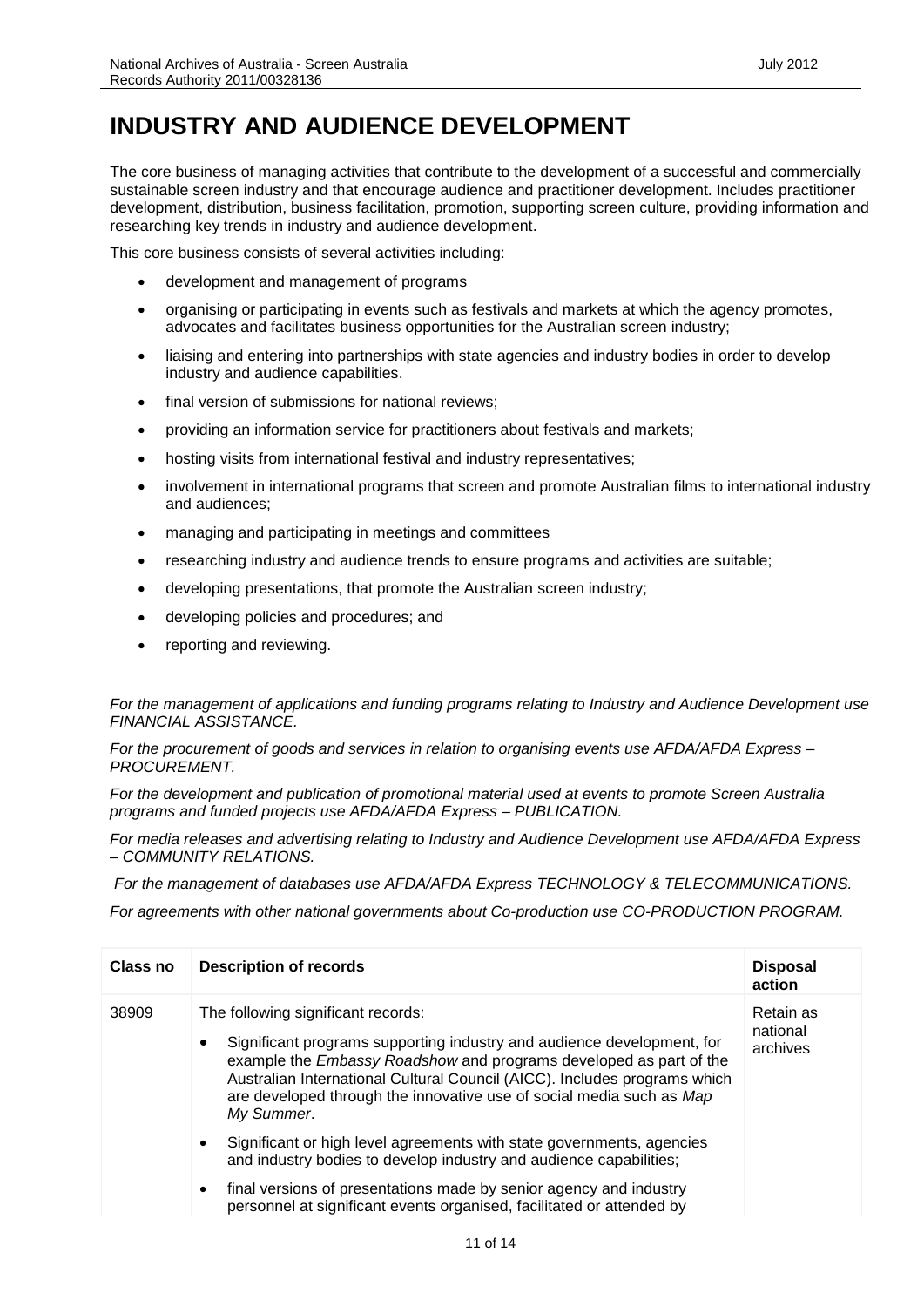# INDUSTRY AND AUDIENCE DEVELOPMENT

The core business of managing activities that contribute to the development of a successful and commercially sustainable screen industry and that encourage audience and practitioner development. Includes practitioner development, distribution, business facilitation, promotion, supporting screen culture, providing information and researching key trends in industry and audience development.

This core business consists of several activities including:

- development and management of programs
- organising or participating in events such as festivals and markets at which the agency promotes, advocates and facilitates business opportunities for the Australian screen industry;
- liaising and entering into partnerships with state agencies and industry bodies in order to develop industry and audience capabilities.
- final version of submissions for national reviews;
- providing an information service for practitioners about festivals and markets;
- hosting visits from international festival and industry representatives;
- involvement in international programs that screen and promote Australian films to international industry and audiences;
- managing and participating in meetings and committees
- researching industry and audience trends to ensure programs and activities are suitable;
- developing presentations, that promote the Australian screen industry;
- developing policies and procedures; and
- reporting and reviewing.

*For the management of applications and funding programs relating to Industry and Audience Development use FINANCIAL ASSISTANCE.*

*For the procurement of goods and services in relation to organising events use AFDA/AFDA Express – PROCUREMENT.*

*For the development and publication of promotional material used at events to promote Screen Australia programs and funded projects use AFDA/AFDA Express – PUBLICATION.*

*For media releases and advertising relating to Industry and Audience Development use AFDA/AFDA Express – COMMUNITY RELATIONS.*

*For the management of databases use AFDA/AFDA Express TECHNOLOGY & TELECOMMUNICATIONS.*

*For agreements with other national governments about Co-production use CO-PRODUCTION PROGRAM.*

| Class no | Description of records | Disposal action |
|---|---|---|
| 38909 | The following significant records:<br>• Significant programs supporting industry and audience development, for example the *Embassy Roadshow* and programs developed as part of the Australian International Cultural Council (AICC). Includes programs which are developed through the innovative use of social media such as *Map My Summer*.<br>• Significant or high level agreements with state governments, agencies and industry bodies to develop industry and audience capabilities;<br>• final versions of presentations made by senior agency and industry personnel at significant events organised, facilitated or attended by | Retain as national archives |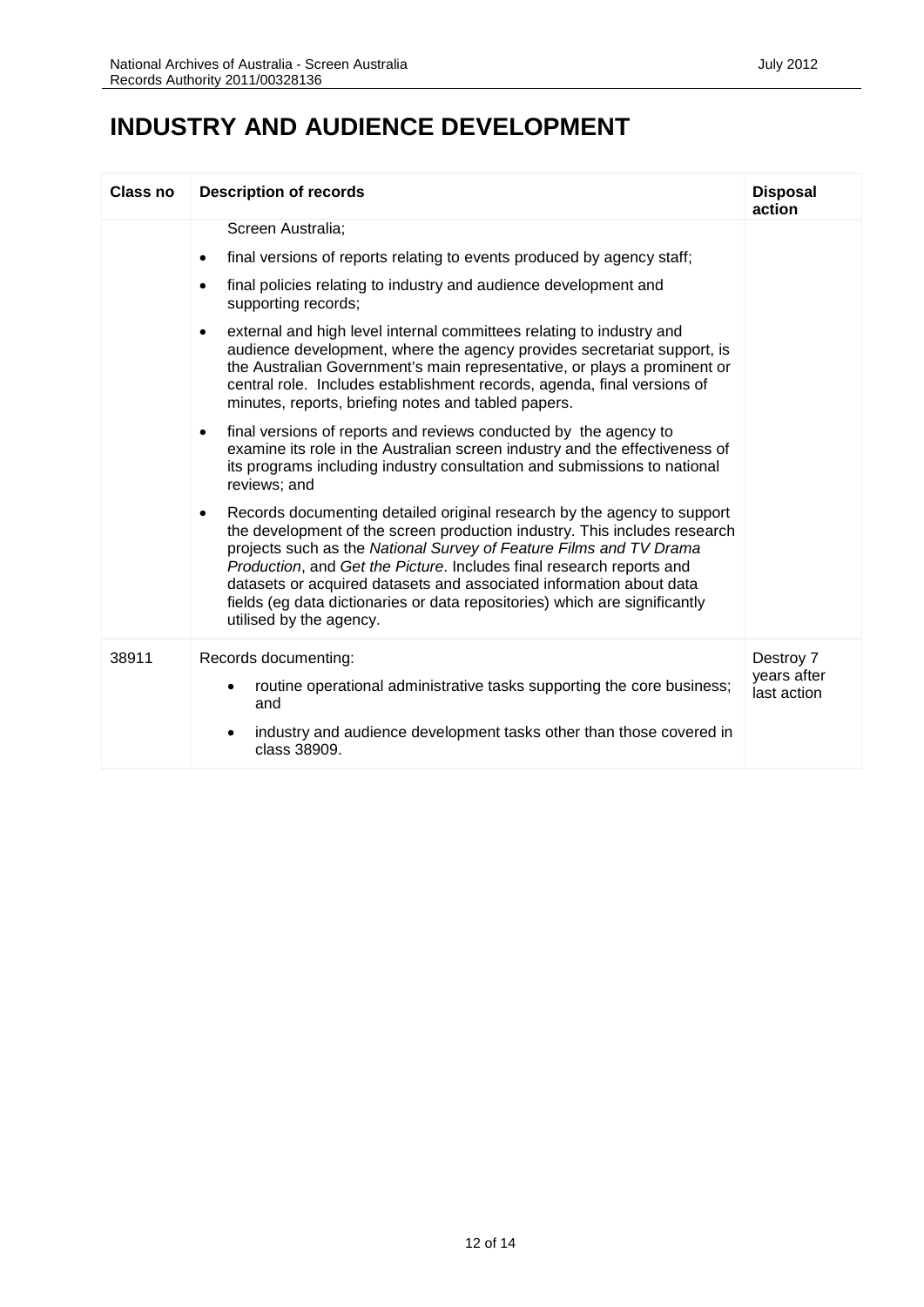# INDUSTRY AND AUDIENCE DEVELOPMENT

| Class no | Description of records | Disposal action |
|---|---|---|
| | Screen Australia;<br>• final versions of reports relating to events produced by agency staff;<br>• final policies relating to industry and audience development and supporting records;<br>• external and high level internal committees relating to industry and audience development, where the agency provides secretariat support, is the Australian Government's main representative, or plays a prominent or central role. Includes establishment records, agenda, final versions of minutes, reports, briefing notes and tabled papers.<br>• final versions of reports and reviews conducted by the agency to examine its role in the Australian screen industry and the effectiveness of its programs including industry consultation and submissions to national reviews; and<br>• Records documenting detailed original research by the agency to support the development of the screen production industry. This includes research projects such as the *National Survey of Feature Films and TV Drama Production*, and *Get the Picture*. Includes final research reports and datasets or acquired datasets and associated information about data fields (eg data dictionaries or data repositories) which are significantly utilised by the agency. | |
| 38911 | Records documenting:<br>• routine operational administrative tasks supporting the core business; and<br>• industry and audience development tasks other than those covered in class 38909. | Destroy 7 years after last action |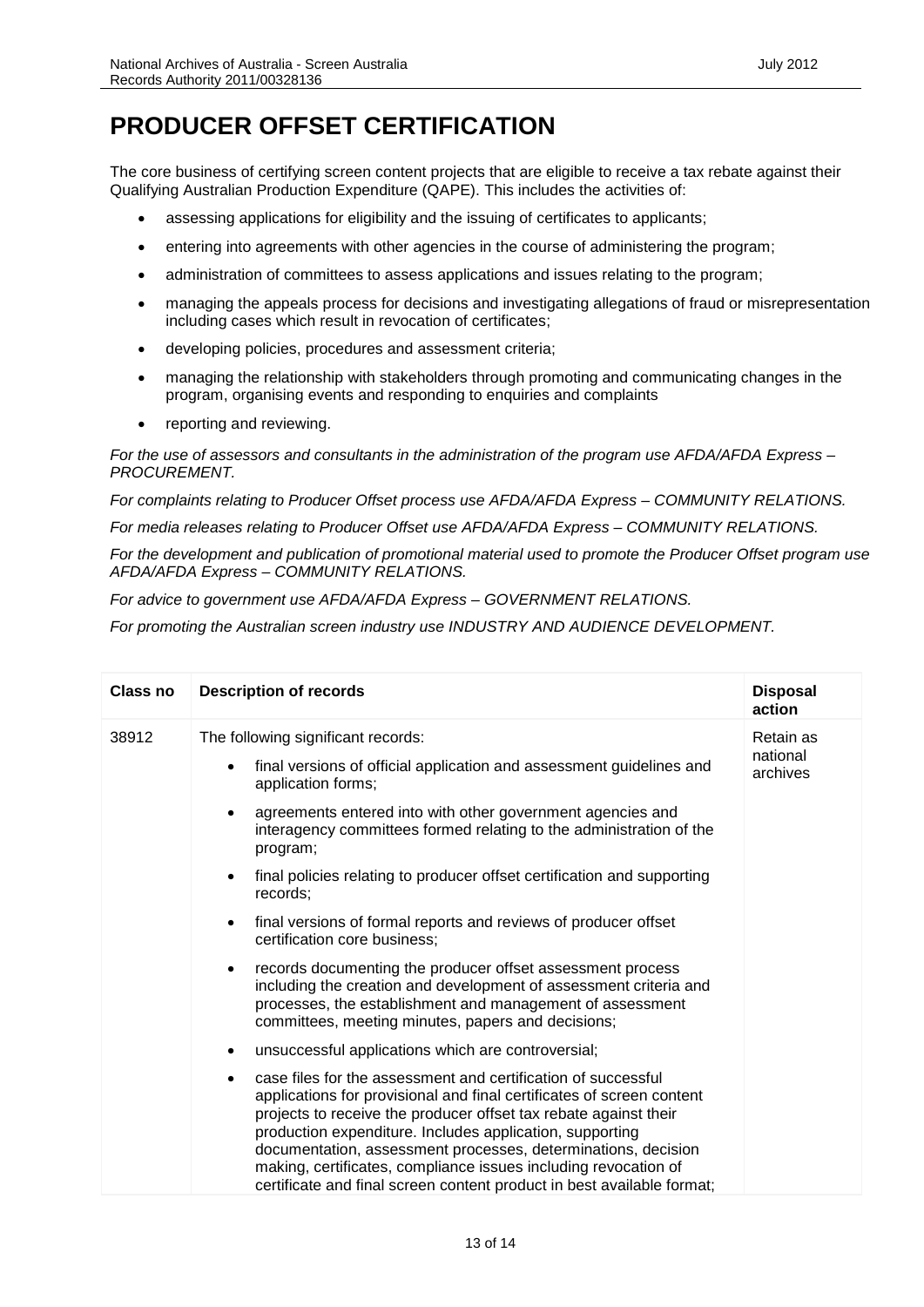# PRODUCER OFFSET CERTIFICATION

The core business of certifying screen content projects that are eligible to receive a tax rebate against their Qualifying Australian Production Expenditure (QAPE). This includes the activities of:

- assessing applications for eligibility and the issuing of certificates to applicants;
- entering into agreements with other agencies in the course of administering the program;
- administration of committees to assess applications and issues relating to the program;
- managing the appeals process for decisions and investigating allegations of fraud or misrepresentation including cases which result in revocation of certificates;
- developing policies, procedures and assessment criteria;
- managing the relationship with stakeholders through promoting and communicating changes in the program, organising events and responding to enquiries and complaints
- reporting and reviewing.

*For the use of assessors and consultants in the administration of the program use AFDA/AFDA Express – PROCUREMENT.*

*For complaints relating to Producer Offset process use AFDA/AFDA Express – COMMUNITY RELATIONS.*

*For media releases relating to Producer Offset use AFDA/AFDA Express – COMMUNITY RELATIONS.*

*For the development and publication of promotional material used to promote the Producer Offset program use AFDA/AFDA Express – COMMUNITY RELATIONS.*

*For advice to government use AFDA/AFDA Express – GOVERNMENT RELATIONS.*

*For promoting the Australian screen industry use INDUSTRY AND AUDIENCE DEVELOPMENT.*

| Class no | Description of records | Disposal action |
|---|---|---|
| 38912 | The following significant records:<br>• final versions of official application and assessment guidelines and application forms;<br>• agreements entered into with other government agencies and interagency committees formed relating to the administration of the program;<br>• final policies relating to producer offset certification and supporting records;<br>• final versions of formal reports and reviews of producer offset certification core business;<br>• records documenting the producer offset assessment process including the creation and development of assessment criteria and processes, the establishment and management of assessment committees, meeting minutes, papers and decisions;<br>• unsuccessful applications which are controversial;<br>• case files for the assessment and certification of successful applications for provisional and final certificates of screen content projects to receive the producer offset tax rebate against their production expenditure. Includes application, supporting documentation, assessment processes, determinations, decision making, certificates, compliance issues including revocation of certificate and final screen content product in best available format; | Retain as national archives |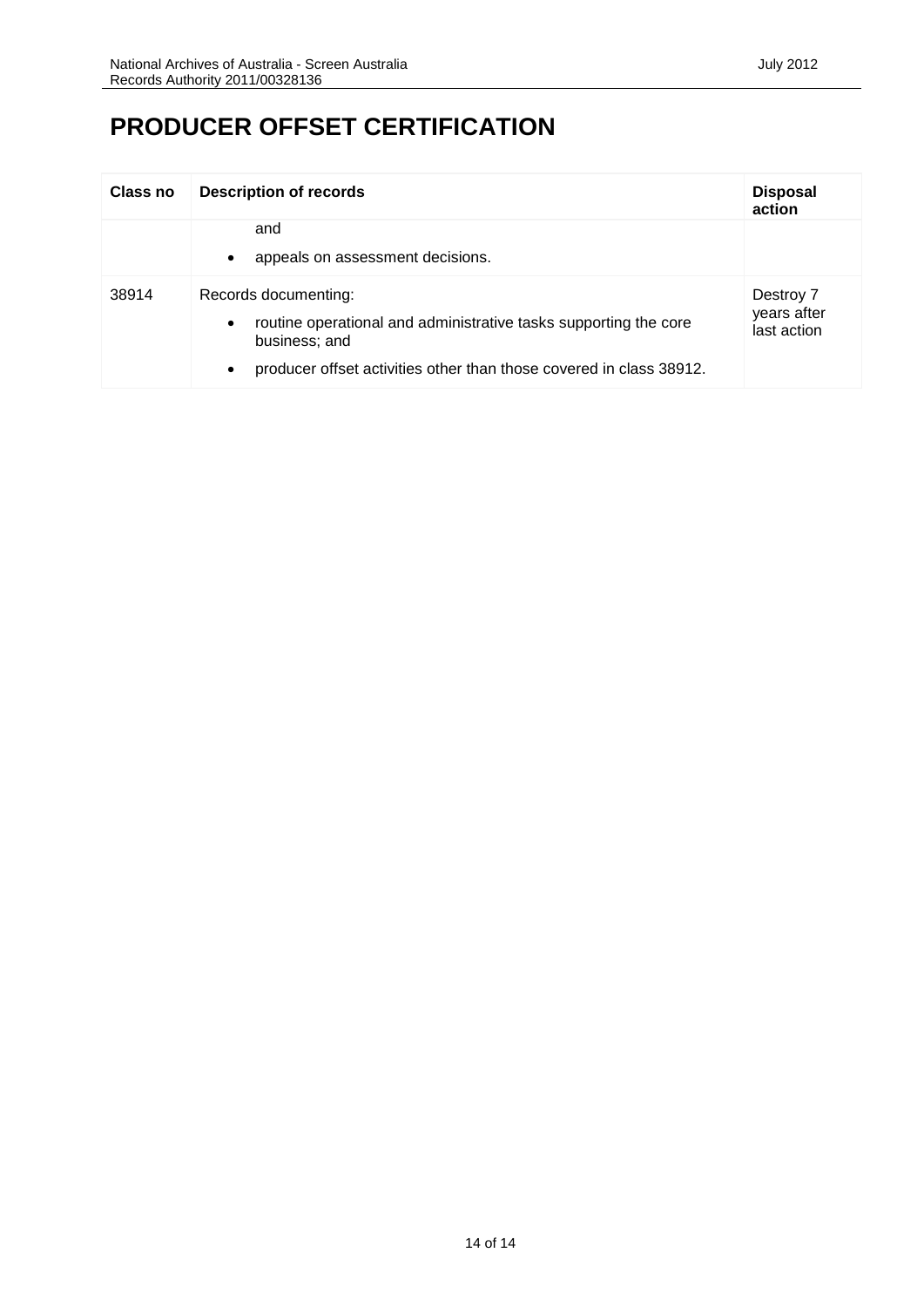# PRODUCER OFFSET CERTIFICATION

| Class no | Description of records | Disposal action |
|---|---|---|
| | and<br>• appeals on assessment decisions. | |
| 38914 | Records documenting:<br>• routine operational and administrative tasks supporting the core business; and<br>• producer offset activities other than those covered in class 38912. | Destroy 7 years after last action |